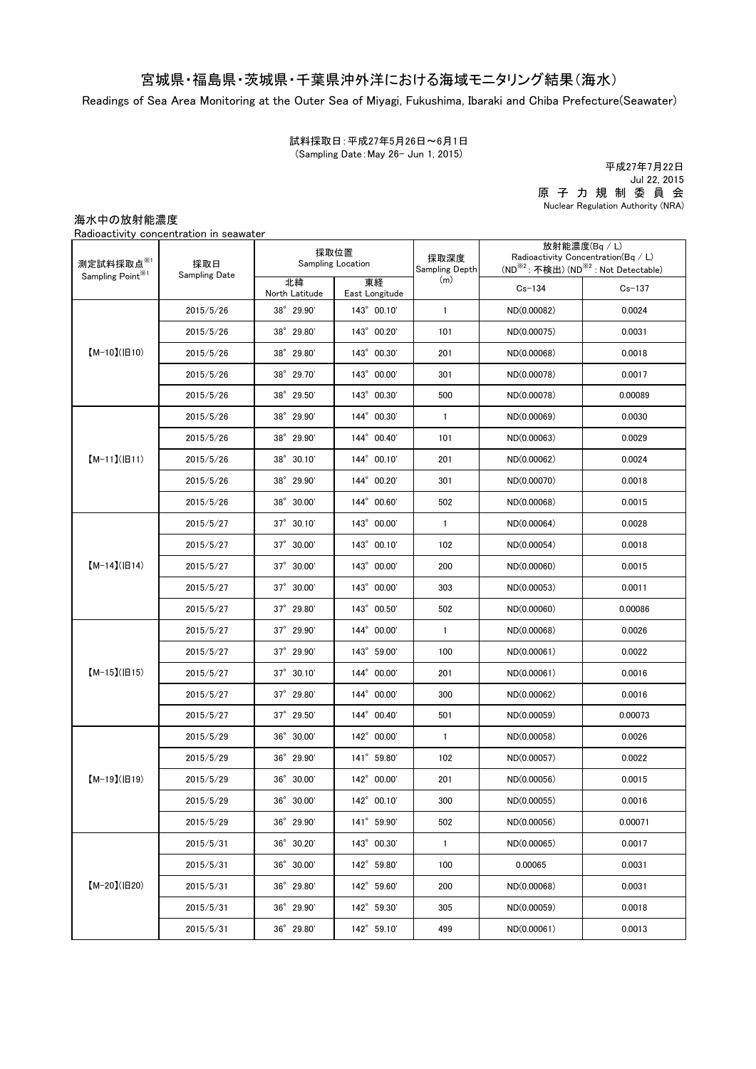# 宮城県・福島県・茨城県・千葉県沖外洋における海域モニタリング結果（海水）

Readings of Sea Area Monitoring at the Outer Sea of Miyagi, Fukushima, Ibaraki and Chiba Prefecture(Seawater)

試料採取日：平成27年5月26日～6月1日
(Sampling Date：May 26- Jun 1, 2015)

平成27年7月22日
Jul 22, 2015
原子力規制委員会
Nuclear Regulation Authority (NRA)

## 海水中の放射能濃度

Radioactivity concentration in seawater

| 測定試料採取点※1 Sampling Point※1 | 採取日 Sampling Date | 採取位置 Sampling Location | | 採取深度 Sampling Depth (m) | 放射能濃度(Bq / L) Radioactivity Concentration(Bq / L) (ND※2：不検出) (ND※2：Not Detectable) | |
|---|---|---|---|---|---|---|
| | | 北緯 North Latitude | 東経 East Longitude | | Cs-134 | Cs-137 |
| 【M-10】(旧10) | 2015/5/26 | 38° 29.90' | 143° 00.10' | 1 | ND(0.00082) | 0.0024 |
| | 2015/5/26 | 38° 29.80' | 143° 00.20' | 101 | ND(0.00075) | 0.0031 |
| | 2015/5/26 | 38° 29.80' | 143° 00.30' | 201 | ND(0.00068) | 0.0018 |
| | 2015/5/26 | 38° 29.70' | 143° 00.00' | 301 | ND(0.00078) | 0.0017 |
| | 2015/5/26 | 38° 29.50' | 143° 00.30' | 500 | ND(0.00078) | 0.00089 |
| 【M-11】(旧11) | 2015/5/26 | 38° 29.90' | 144° 00.30' | 1 | ND(0.00069) | 0.0030 |
| | 2015/5/26 | 38° 29.90' | 144° 00.40' | 101 | ND(0.00063) | 0.0029 |
| | 2015/5/26 | 38° 30.10' | 144° 00.10' | 201 | ND(0.00062) | 0.0024 |
| | 2015/5/26 | 38° 29.90' | 144° 00.20' | 301 | ND(0.00070) | 0.0018 |
| | 2015/5/26 | 38° 30.00' | 144° 00.60' | 502 | ND(0.00068) | 0.0015 |
| 【M-14】(旧14) | 2015/5/27 | 37° 30.10' | 143° 00.00' | 1 | ND(0.00064) | 0.0028 |
| | 2015/5/27 | 37° 30.00' | 143° 00.10' | 102 | ND(0.00054) | 0.0018 |
| | 2015/5/27 | 37° 30.00' | 143° 00.00' | 200 | ND(0.00060) | 0.0015 |
| | 2015/5/27 | 37° 30.00' | 143° 00.00' | 303 | ND(0.00053) | 0.0011 |
| | 2015/5/27 | 37° 29.80' | 143° 00.50' | 502 | ND(0.00060) | 0.00086 |
| 【M-15】(旧15) | 2015/5/27 | 37° 29.90' | 144° 00.00' | 1 | ND(0.00068) | 0.0026 |
| | 2015/5/27 | 37° 29.90' | 143° 59.00' | 100 | ND(0.00061) | 0.0022 |
| | 2015/5/27 | 37° 30.10' | 144° 00.00' | 201 | ND(0.00061) | 0.0016 |
| | 2015/5/27 | 37° 29.80' | 144° 00.00' | 300 | ND(0.00062) | 0.0016 |
| | 2015/5/27 | 37° 29.50' | 144° 00.40' | 501 | ND(0.00059) | 0.00073 |
| 【M-19】(旧19) | 2015/5/29 | 36° 30.00' | 142° 00.00' | 1 | ND(0.00058) | 0.0026 |
| | 2015/5/29 | 36° 29.90' | 141° 59.80' | 102 | ND(0.00057) | 0.0022 |
| | 2015/5/29 | 36° 30.00' | 142° 00.00' | 201 | ND(0.00056) | 0.0015 |
| | 2015/5/29 | 36° 30.00' | 142° 00.10' | 300 | ND(0.00055) | 0.0016 |
| | 2015/5/29 | 36° 29.90' | 141° 59.90' | 502 | ND(0.00056) | 0.00071 |
| 【M-20】(旧20) | 2015/5/31 | 36° 30.20' | 143° 00.30' | 1 | ND(0.00065) | 0.0017 |
| | 2015/5/31 | 36° 30.00' | 142° 59.80' | 100 | 0.00065 | 0.0031 |
| | 2015/5/31 | 36° 29.80' | 142° 59.60' | 200 | ND(0.00068) | 0.0031 |
| | 2015/5/31 | 36° 29.90' | 142° 59.30' | 305 | ND(0.00059) | 0.0018 |
| | 2015/5/31 | 36° 29.80' | 142° 59.10' | 499 | ND(0.00061) | 0.0013 |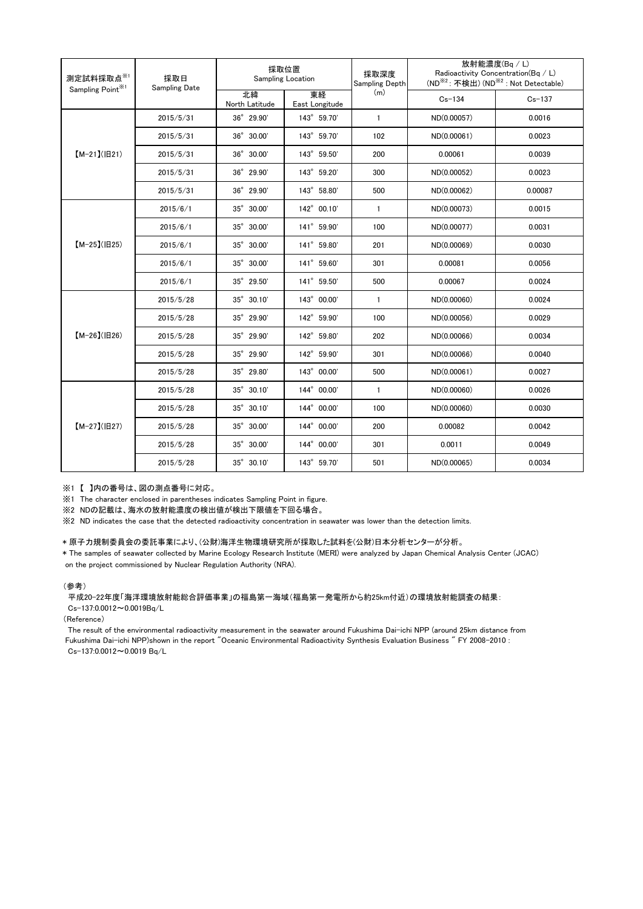| 測定試料採取点[※1] Sampling Point[※1] | 採取日 Sampling Date | 採取位置 Sampling Location | | 採取深度 Sampling Depth (m) | 放射能濃度(Bq / L) Radioactivity Concentration(Bq / L) (ND[※2]：不検出) (ND[※2] : Not Detectable) | |
|---|---|---|---|---|---|---|
| | | 北緯 North Latitude | 東経 East Longitude | | Cs-134 | Cs-137 |
| 【M-21】(旧21) | 2015/5/31 | 36° 29.90' | 143° 59.70' | 1 | ND(0.00057) | 0.0016 |
| | 2015/5/31 | 36° 30.00' | 143° 59.70' | 102 | ND(0.00061) | 0.0023 |
| | 2015/5/31 | 36° 30.00' | 143° 59.50' | 200 | 0.00061 | 0.0039 |
| | 2015/5/31 | 36° 29.90' | 143° 59.20' | 300 | ND(0.00052) | 0.0023 |
| | 2015/5/31 | 36° 29.90' | 143° 58.80' | 500 | ND(0.00062) | 0.00087 |
| 【M-25】(旧25) | 2015/6/1 | 35° 30.00' | 142° 00.10' | 1 | ND(0.00073) | 0.0015 |
| | 2015/6/1 | 35° 30.00' | 141° 59.90' | 100 | ND(0.00077) | 0.0031 |
| | 2015/6/1 | 35° 30.00' | 141° 59.80' | 201 | ND(0.00069) | 0.0030 |
| | 2015/6/1 | 35° 30.00' | 141° 59.60' | 301 | 0.00081 | 0.0056 |
| | 2015/6/1 | 35° 29.50' | 141° 59.50' | 500 | 0.00067 | 0.0024 |
| 【M-26】(旧26) | 2015/5/28 | 35° 30.10' | 143° 00.00' | 1 | ND(0.00060) | 0.0024 |
| | 2015/5/28 | 35° 29.90' | 142° 59.90' | 100 | ND(0.00056) | 0.0029 |
| | 2015/5/28 | 35° 29.90' | 142° 59.80' | 202 | ND(0.00066) | 0.0034 |
| | 2015/5/28 | 35° 29.90' | 142° 59.90' | 301 | ND(0.00066) | 0.0040 |
| | 2015/5/28 | 35° 29.80' | 143° 00.00' | 500 | ND(0.00061) | 0.0027 |
| 【M-27】(旧27) | 2015/5/28 | 35° 30.10' | 144° 00.00' | 1 | ND(0.00060) | 0.0026 |
| | 2015/5/28 | 35° 30.10' | 144° 00.00' | 100 | ND(0.00060) | 0.0030 |
| | 2015/5/28 | 35° 30.00' | 144° 00.00' | 200 | 0.00082 | 0.0042 |
| | 2015/5/28 | 35° 30.00' | 144° 00.00' | 301 | 0.0011 | 0.0049 |
| | 2015/5/28 | 35° 30.10' | 143° 59.70' | 501 | ND(0.00065) | 0.0034 |

※1 【 】内の番号は、図の測点番号に対応。

※1 The character enclosed in parentheses indicates Sampling Point in figure.

※2 NDの記載は、海水の放射能濃度の検出値が検出下限値を下回る場合。

※2 ND indicates the case that the detected radioactivity concentration in seawater was lower than the detection limits.

＊原子力規制委員会の委託事業により、(公財)海洋生物環境研究所が採取した試料を(公財)日本分析センターが分析。

＊The samples of seawater collected by Marine Ecology Research Institute (MERI) were analyzed by Japan Chemical Analysis Center (JCAC) on the project commissioned by Nuclear Regulation Authority (NRA).

(参考)

平成20-22年度「海洋環境放射能総合評価事業」の福島第一海域（福島第一発電所から約25km付近）の環境放射能調査の結果：
Cs-137:0.0012～0.0019Bq/L

(Reference)

The result of the environmental radioactivity measurement in the seawater around Fukushima Dai-ichi NPP (around 25km distance from Fukushima Dai-ichi NPP)shown in the report "Oceanic Environmental Radioactivity Synthesis Evaluation Business " FY 2008-2010 :
Cs-137:0.0012～0.0019 Bq/L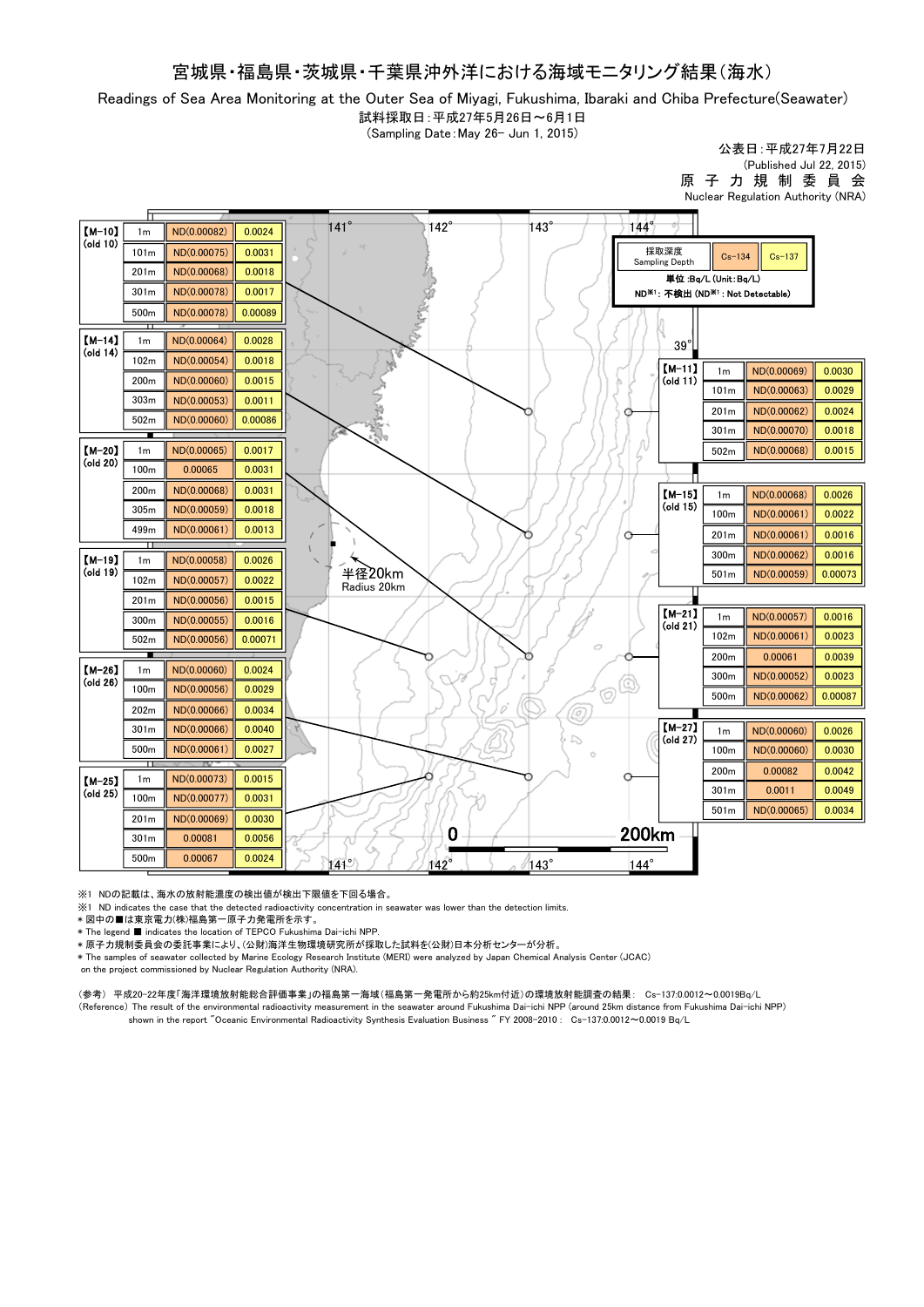# 宮城県・福島県・茨城県・千葉県沖外洋における海域モニタリング結果（海水）

Readings of Sea Area Monitoring at the Outer Sea of Miyagi, Fukushima, Ibaraki and Chiba Prefecture(Seawater)

試料採取日：平成27年5月26日～6月1日
(Sampling Date：May 26- Jun 1, 2015)

公表日：平成27年7月22日
(Published Jul 22, 2015)
原子力規制委員会
Nuclear Regulation Authority (NRA)

| 採取深度 Sampling Depth | Cs-134 | Cs-137 |
|---|---|---|

単位：Bq/L (Unit：Bq/L)
ND※1：不検出 (ND※1：Not Detectable)

**【M-10】(old 10)**

| 採取深度 | Cs-134 | Cs-137 |
|---|---|---|
| 1m | ND(0.00082) | 0.0024 |
| 101m | ND(0.00075) | 0.0031 |
| 201m | ND(0.00068) | 0.0018 |
| 301m | ND(0.00078) | 0.0017 |
| 500m | ND(0.00078) | 0.00089 |

**【M-14】(old 14)**

| 採取深度 | Cs-134 | Cs-137 |
|---|---|---|
| 1m | ND(0.00064) | 0.0028 |
| 102m | ND(0.00054) | 0.0018 |
| 200m | ND(0.00060) | 0.0015 |
| 303m | ND(0.00053) | 0.0011 |
| 502m | ND(0.00060) | 0.00086 |

**【M-20】(old 20)**

| 採取深度 | Cs-134 | Cs-137 |
|---|---|---|
| 1m | ND(0.00065) | 0.0017 |
| 100m | 0.00065 | 0.0031 |
| 200m | ND(0.00068) | 0.0031 |
| 305m | ND(0.00059) | 0.0018 |
| 499m | ND(0.00061) | 0.0013 |

**【M-19】(old 19)**

| 採取深度 | Cs-134 | Cs-137 |
|---|---|---|
| 1m | ND(0.00058) | 0.0026 |
| 102m | ND(0.00057) | 0.0022 |
| 201m | ND(0.00056) | 0.0015 |
| 300m | ND(0.00055) | 0.0016 |
| 502m | ND(0.00056) | 0.00071 |

**【M-26】(old 26)**

| 採取深度 | Cs-134 | Cs-137 |
|---|---|---|
| 1m | ND(0.00060) | 0.0024 |
| 100m | ND(0.00056) | 0.0029 |
| 202m | ND(0.00066) | 0.0034 |
| 301m | ND(0.00066) | 0.0040 |
| 500m | ND(0.00061) | 0.0027 |

**【M-25】(old 25)**

| 採取深度 | Cs-134 | Cs-137 |
|---|---|---|
| 1m | ND(0.00073) | 0.0015 |
| 100m | ND(0.00077) | 0.0031 |
| 201m | ND(0.00069) | 0.0030 |
| 301m | 0.00081 | 0.0056 |
| 500m | 0.00067 | 0.0024 |

**【M-11】(old 11)**

| 採取深度 | Cs-134 | Cs-137 |
|---|---|---|
| 1m | ND(0.00069) | 0.0030 |
| 101m | ND(0.00063) | 0.0029 |
| 201m | ND(0.00062) | 0.0024 |
| 301m | ND(0.00070) | 0.0018 |
| 502m | ND(0.00068) | 0.0015 |

**【M-15】(old 15)**

| 採取深度 | Cs-134 | Cs-137 |
|---|---|---|
| 1m | ND(0.00068) | 0.0026 |
| 100m | ND(0.00061) | 0.0022 |
| 201m | ND(0.00061) | 0.0016 |
| 300m | ND(0.00062) | 0.0016 |
| 501m | ND(0.00059) | 0.00073 |

**【M-21】(old 21)**

| 採取深度 | Cs-134 | Cs-137 |
|---|---|---|
| 1m | ND(0.00057) | 0.0016 |
| 102m | ND(0.00061) | 0.0023 |
| 200m | 0.00061 | 0.0039 |
| 300m | ND(0.00052) | 0.0023 |
| 500m | ND(0.00062) | 0.00087 |

**【M-27】(old 27)**

| 採取深度 | Cs-134 | Cs-137 |
|---|---|---|
| 1m | ND(0.00060) | 0.0026 |
| 100m | ND(0.00060) | 0.0030 |
| 200m | 0.00082 | 0.0042 |
| 301m | 0.0011 | 0.0049 |
| 501m | ND(0.00065) | 0.0034 |

141° 142° 143° 144°
39°
半径20km
Radius 20km
0 200km

※1 NDの記載は、海水の放射能濃度の検出値が検出下限値を下回る場合。
※1 ND indicates the case that the detected radioactivity concentration in seawater was lower than the detection limits.
＊図中の■は東京電力(株)福島第一原子力発電所を示す。
＊The legend ■ indicates the location of TEPCO Fukushima Dai-ichi NPP.
＊原子力規制委員会の委託事業により、(公財)海洋生物環境研究所が採取した試料を(公財)日本分析センターが分析。
＊The samples of seawater collected by Marine Ecology Research Institute (MERI) were analyzed by Japan Chemical Analysis Center (JCAC) on the project commissioned by Nuclear Regulation Authority (NRA).

(参考) 平成20-22年度「海洋環境放射能総合評価事業」の福島第一海域（福島第一発電所から約25km付近）の環境放射能調査の結果： Cs-137:0.0012～0.0019Bq/L
(Reference) The result of the environmental radioactivity measurement in the seawater around Fukushima Dai-ichi NPP (around 25km distance from Fukushima Dai-ichi NPP) shown in the report "Oceanic Environmental Radioactivity Synthesis Evaluation Business" FY 2008-2010： Cs-137:0.0012～0.0019 Bq/L